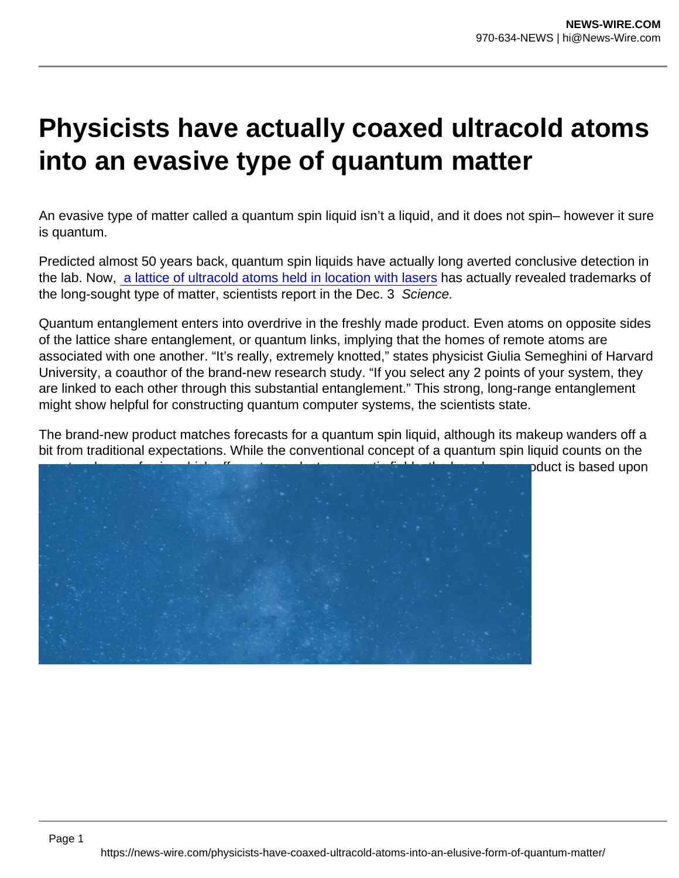# Physicists have actually coaxed ultracold atoms into an evasive type of quantum matter

An evasive type of matter called a quantum spin liquid isn't a liquid, and it does not spin– however it sure is quantum.

Predicted almost 50 years back, quantum spin liquids have actually long averted conclusive detection in the lab. Now, [a lattice of ultracold atoms held in location with lasers] has actually revealed trademarks of the long-sought type of matter, scientists report in the Dec. 3 *Science.*

Quantum entanglement enters into overdrive in the freshly made product. Even atoms on opposite sides of the lattice share entanglement, or quantum links, implying that the homes of remote atoms are associated with one another. "It's really, extremely knotted," states physicist Giulia Semeghini of Harvard University, a coauthor of the brand-new research study. "If you select any 2 points of your system, they are linked to each other through this substantial entanglement." This strong, long-range entanglement might show helpful for constructing quantum computer systems, the scientists state.

The brand-new product matches forecasts for a quantum spin liquid, although its makeup wanders off a bit from traditional expectations. While the conventional concept of a quantum spin liquid counts on the

...oduct is based upon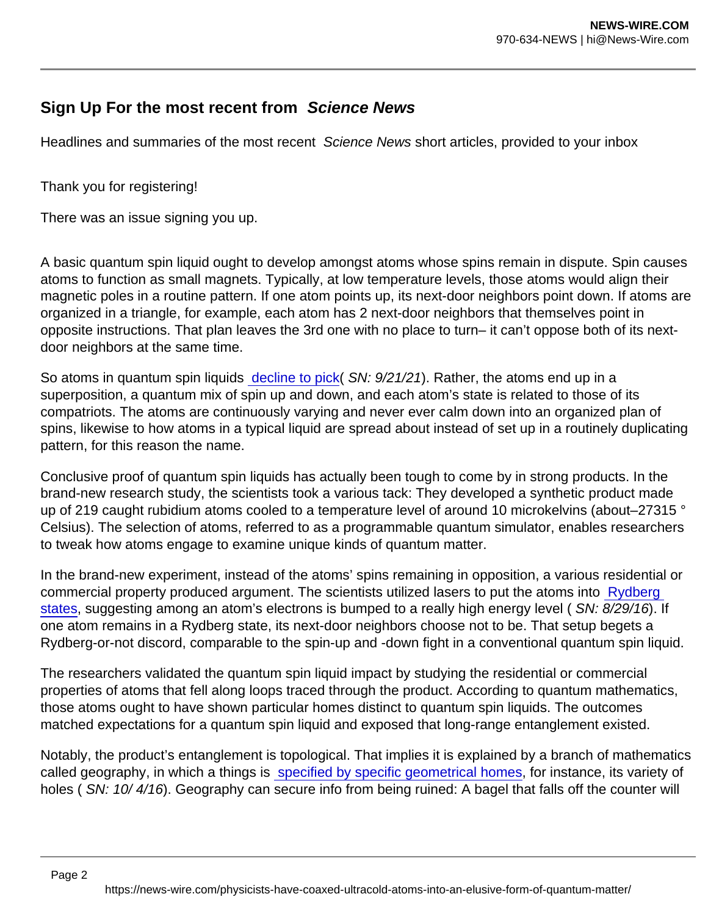### Sign Up For the most recent from *Science News*

Headlines and summaries of the most recent *Science News* short articles, provided to your inbox

Thank you for registering!

There was an issue signing you up.

A basic quantum spin liquid ought to develop amongst atoms whose spins remain in dispute. Spin causes atoms to function as small magnets. Typically, at low temperature levels, those atoms would align their magnetic poles in a routine pattern. If one atom points up, its next-door neighbors point down. If atoms are organized in a triangle, for example, each atom has 2 next-door neighbors that themselves point in opposite instructions. That plan leaves the 3rd one with no place to turn– it can't oppose both of its next-door neighbors at the same time.

So atoms in quantum spin liquids [decline to pick]( *SN: 9/21/21*). Rather, the atoms end up in a superposition, a quantum mix of spin up and down, and each atom's state is related to those of its compatriots. The atoms are continuously varying and never ever calm down into an organized plan of spins, likewise to how atoms in a typical liquid are spread about instead of set up in a routinely duplicating pattern, for this reason the name.

Conclusive proof of quantum spin liquids has actually been tough to come by in strong products. In the brand-new research study, the scientists took a various tack: They developed a synthetic product made up of 219 caught rubidium atoms cooled to a temperature level of around 10 microkelvins (about–27315 ° Celsius). The selection of atoms, referred to as a programmable quantum simulator, enables researchers to tweak how atoms engage to examine unique kinds of quantum matter.

In the brand-new experiment, instead of the atoms' spins remaining in opposition, a various residential or commercial property produced argument. The scientists utilized lasers to put the atoms into [Rydberg states], suggesting among an atom's electrons is bumped to a really high energy level ( *SN: 8/29/16*). If one atom remains in a Rydberg state, its next-door neighbors choose not to be. That setup begets a Rydberg-or-not discord, comparable to the spin-up and -down fight in a conventional quantum spin liquid.

The researchers validated the quantum spin liquid impact by studying the residential or commercial properties of atoms that fell along loops traced through the product. According to quantum mathematics, those atoms ought to have shown particular homes distinct to quantum spin liquids. The outcomes matched expectations for a quantum spin liquid and exposed that long-range entanglement existed.

Notably, the product's entanglement is topological. That implies it is explained by a branch of mathematics called geography, in which a things is [specified by specific geometrical homes], for instance, its variety of holes ( *SN: 10/ 4/16*). Geography can secure info from being ruined: A bagel that falls off the counter will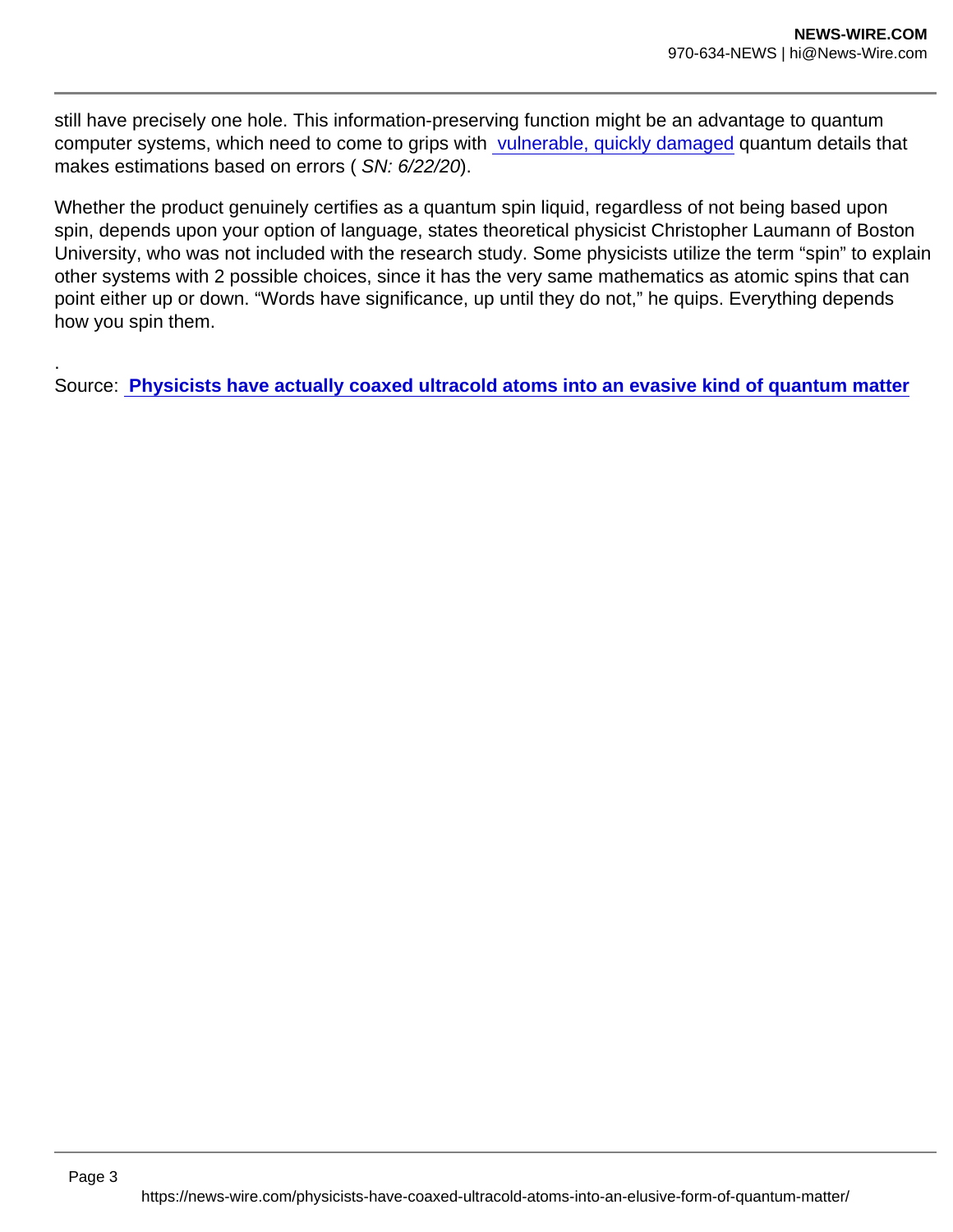still have precisely one hole. This information-preserving function might be an advantage to quantum computer systems, which need to come to grips with vulnerable, quickly damaged quantum details that makes estimations based on errors ( *SN: 6/22/20*).

Whether the product genuinely certifies as a quantum spin liquid, regardless of not being based upon spin, depends upon your option of language, states theoretical physicist Christopher Laumann of Boston University, who was not included with the research study. Some physicists utilize the term "spin" to explain other systems with 2 possible choices, since it has the very same mathematics as atomic spins that can point either up or down. "Words have significance, up until they do not," he quips. Everything depends how you spin them.

.

Source: **Physicists have actually coaxed ultracold atoms into an evasive kind of quantum matter**